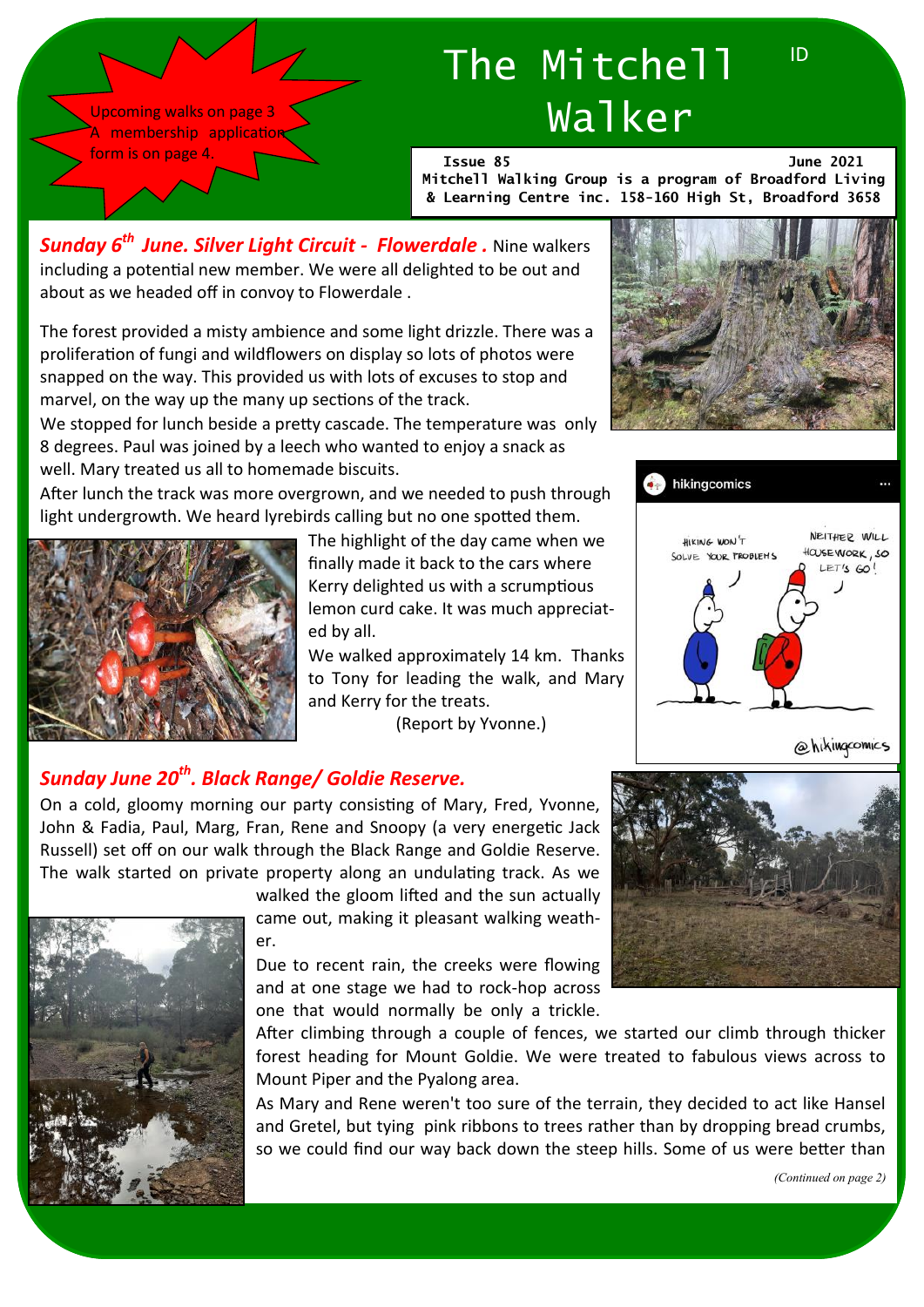Upcoming walks on page 3

A membership application form is on page 4.

# The Mitchell Walker

Issue 85 June 2021

Mitchell Walking Group is a program of Broadford Living & Learning Centre inc. 158-160 High St, Broadford 3658

## *Sunday 6th June. Silver Light Circuit - Flowerdale .*

Nine walkers including a potential new member. We were all delighted to be out and about as we headed off in convoy to Flowerdale .

The forest provided a misty ambience and some light drizzle. There was a proliferation of fungi and wildflowers on display so lots of photos were snapped on the way. This provided us with lots of excuses to stop and marvel, on the way up the many up sections of the track.

We stopped for lunch beside a pretty cascade. The temperature was only 8 degrees. Paul was joined by a leech who wanted to enjoy a snack as well. Mary treated us all to homemade biscuits.

After lunch the track was more overgrown, and we needed to push through light undergrowth. We heard lyrebirds calling but no one spotted them.

The highlight of the day came when we finally made it back to the cars where Kerry delighted us with a scrumptious lemon curd cake. It was much appreciated by all.

We walked approximately 14 km. Thanks to Tony for leading the walk, and Mary and Kerry for the treats.

(Report by Yvonne.)

## *Sunday June 20th. Black Range/ Goldie Reserve.*

On a cold, gloomy morning our party consisting of Mary, Fred, Yvonne, John & Fadia, Paul, Marg, Fran, Rene and Snoopy (a very energetic Jack Russell) set off on our walk through the Black Range and Goldie Reserve. The walk started on private property along an undulating track. As we walked the gloom lifted and the sun actually came out, making it pleasant walking weather.

Due to recent rain, the creeks were flowing and at one stage we had to rock-hop across one that would normally be only a trickle.

After climbing through a couple of fences, we started our climb through thicker forest heading for Mount Goldie. We were treated to fabulous views across to Mount Piper and the Pyalong area.

As Mary and Rene weren't too sure of the terrain, they decided to act like Hansel and Gretel, but tying pink ribbons to trees rather than by dropping bread crumbs, so we could find our way back down the steep hills. Some of us were better than

*(Continued on page 2)*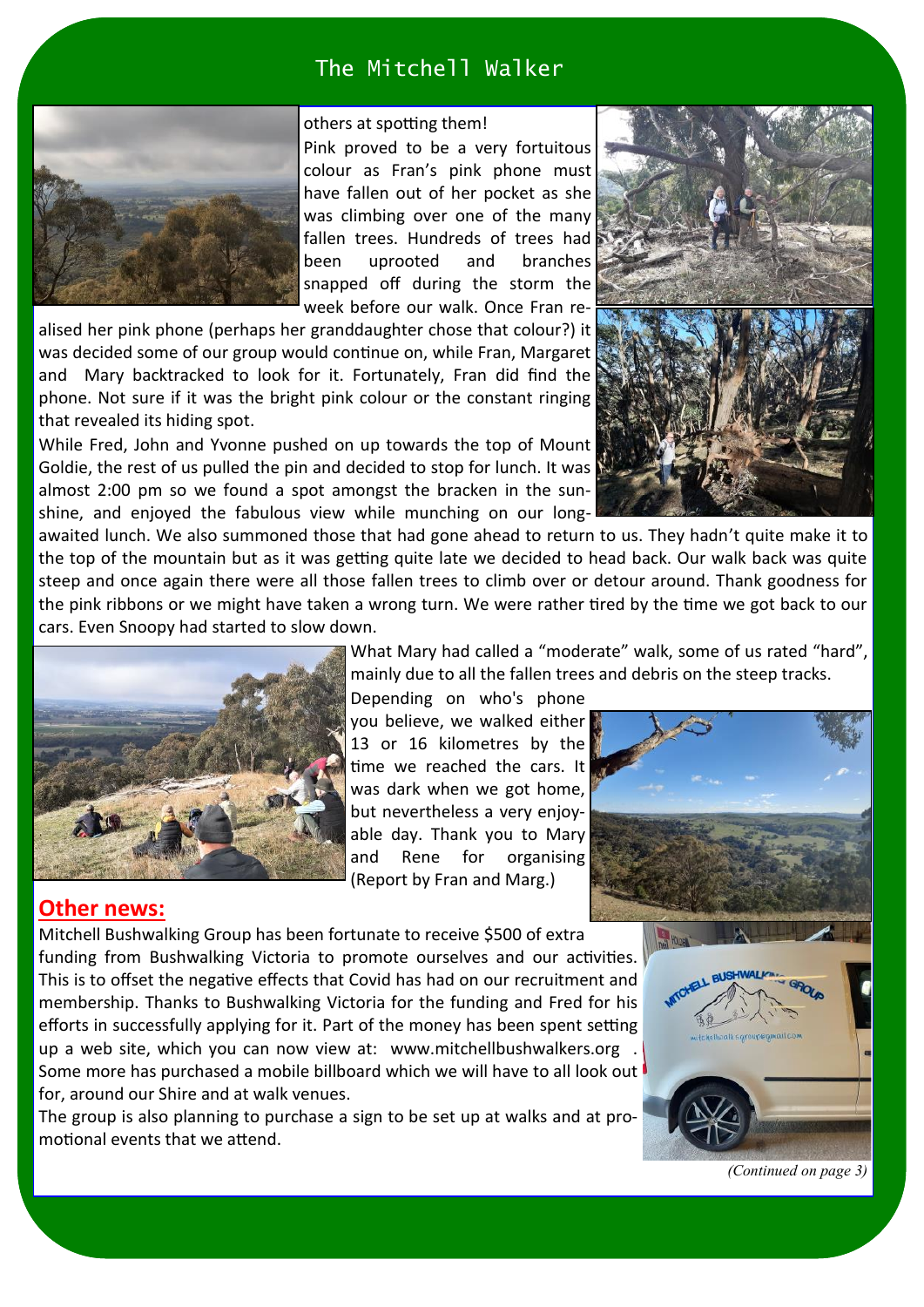others at spotting them!

Pink proved to be a very fortuitous colour as Fran's pink phone must have fallen out of her pocket as she was climbing over one of the many fallen trees. Hundreds of trees had been uprooted and branches snapped off during the storm the week before our walk. Once Fran realised her pink phone (perhaps her granddaughter chose that colour?) it was decided some of our group would continue on, while Fran, Margaret and Mary backtracked to look for it. Fortunately, Fran did find the phone. Not sure if it was the bright pink colour or the constant ringing that revealed its hiding spot.

While Fred, John and Yvonne pushed on up towards the top of Mount Goldie, the rest of us pulled the pin and decided to stop for lunch. It was almost 2:00 pm so we found a spot amongst the bracken in the sunshine, and enjoyed the fabulous view while munching on our long-awaited lunch. We also summoned those that had gone ahead to return to us. They hadn't quite make it to the top of the mountain but as it was getting quite late we decided to head back. Our walk back was quite steep and once again there were all those fallen trees to climb over or detour around. Thank goodness for the pink ribbons or we might have taken a wrong turn. We were rather tired by the time we got back to our cars. Even Snoopy had started to slow down.

What Mary had called a "moderate" walk, some of us rated "hard", mainly due to all the fallen trees and debris on the steep tracks.

Depending on who's phone you believe, we walked either 13 or 16 kilometres by the time we reached the cars. It was dark when we got home, but nevertheless a very enjoyable day. Thank you to Mary and Rene for organising (Report by Fran and Marg.)

## Other news:

Mitchell Bushwalking Group has been fortunate to receive $500 of extra funding from Bushwalking Victoria to promote ourselves and our activities. This is to offset the negative effects that Covid has had on our recruitment and membership. Thanks to Bushwalking Victoria for the funding and Fred for his efforts in successfully applying for it. Part of the money has been spent setting up a web site, which you can now view at: www.mitchellbushwalkers.org . Some more has purchased a mobile billboard which we will have to all look out for, around our Shire and at walk venues.

The group is also planning to purchase a sign to be set up at walks and at promotional events that we attend.

*(Continued on page 3)*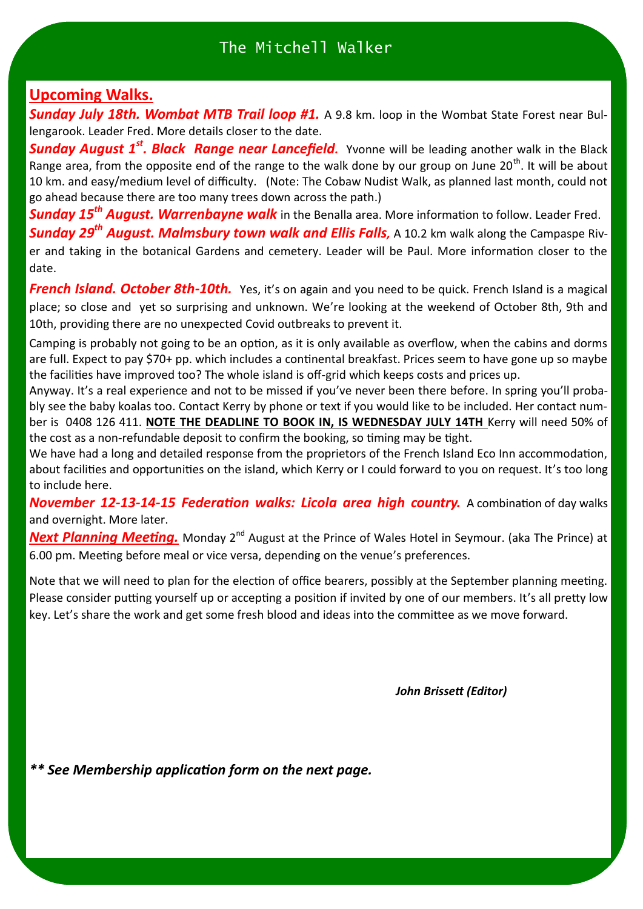## Upcoming Walks.

***Sunday July 18th. Wombat MTB Trail loop #1.*** A 9.8 km. loop in the Wombat State Forest near Bullengarook. Leader Fred. More details closer to the date.

***Sunday August 1st. Black Range near Lancefield.*** Yvonne will be leading another walk in the Black Range area, from the opposite end of the range to the walk done by our group on June 20th. It will be about 10 km. and easy/medium level of difficulty. (Note: The Cobaw Nudist Walk, as planned last month, could not go ahead because there are too many trees down across the path.)

***Sunday 15th August. Warrenbayne walk*** in the Benalla area. More information to follow. Leader Fred.

***Sunday 29th August. Malmsbury town walk and Ellis Falls,*** A 10.2 km walk along the Campaspe River and taking in the botanical Gardens and cemetery. Leader will be Paul. More information closer to the date.

***French Island. October 8th-10th.*** Yes, it's on again and you need to be quick. French Island is a magical place; so close and yet so surprising and unknown. We're looking at the weekend of October 8th, 9th and 10th, providing there are no unexpected Covid outbreaks to prevent it.

Camping is probably not going to be an option, as it is only available as overflow, when the cabins and dorms are full. Expect to pay $70+ pp. which includes a continental breakfast. Prices seem to have gone up so maybe the facilities have improved too? The whole island is off-grid which keeps costs and prices up.

Anyway. It's a real experience and not to be missed if you've never been there before. In spring you'll probably see the baby koalas too. Contact Kerry by phone or text if you would like to be included. Her contact number is 0408 126 411. **NOTE THE DEADLINE TO BOOK IN, IS WEDNESDAY JULY 14TH** Kerry will need 50% of the cost as a non-refundable deposit to confirm the booking, so timing may be tight.

We have had a long and detailed response from the proprietors of the French Island Eco Inn accommodation, about facilities and opportunities on the island, which Kerry or I could forward to you on request. It's too long to include here.

***November 12-13-14-15 Federation walks: Licola area high country.*** A combination of day walks and overnight. More later.

***Next Planning Meeting.*** Monday 2nd August at the Prince of Wales Hotel in Seymour. (aka The Prince) at 6.00 pm. Meeting before meal or vice versa, depending on the venue's preferences.

Note that we will need to plan for the election of office bearers, possibly at the September planning meeting. Please consider putting yourself up or accepting a position if invited by one of our members. It's all pretty low key. Let's share the work and get some fresh blood and ideas into the committee as we move forward.

***John Brissett (Editor)***

***\*\* See Membership application form on the next page.***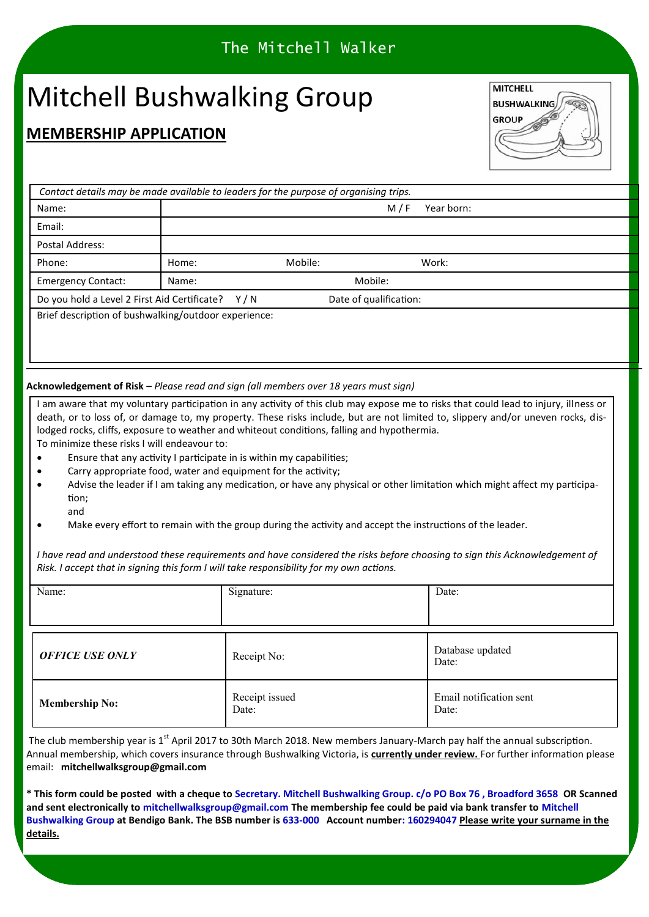# Mitchell Bushwalking Group

## MEMBERSHIP APPLICATION

| | | | |
|---|---|---|---|
| *Contact details may be made available to leaders for the purpose of organising trips.* | | | |
| Name: | | M / F | Year born: |
| Email: | | | |
| Postal Address: | | | |
| Phone: | Home: | Mobile: | Work: |
| Emergency Contact: | Name: | Mobile: | |
| Do you hold a Level 2 First Aid Certificate? Y / N | | Date of qualification: | |
| Brief description of bushwalking/outdoor experience: | | | |

**Acknowledgement of Risk –** *Please read and sign (all members over 18 years must sign)*

I am aware that my voluntary participation in any activity of this club may expose me to risks that could lead to injury, illness or death, or to loss of, or damage to, my property. These risks include, but are not limited to, slippery and/or uneven rocks, dislodged rocks, cliffs, exposure to weather and whiteout conditions, falling and hypothermia.

To minimize these risks I will endeavour to:

- Ensure that any activity I participate in is within my capabilities;
- Carry appropriate food, water and equipment for the activity;
- Advise the leader if I am taking any medication, or have any physical or other limitation which might affect my participation;
  and
- Make every effort to remain with the group during the activity and accept the instructions of the leader.

*I have read and understood these requirements and have considered the risks before choosing to sign this Acknowledgement of Risk. I accept that in signing this form I will take responsibility for my own actions.*

| Name: | Signature: | Date: |
|---|---|---|

| | | |
|---|---|---|
| ***OFFICE USE ONLY*** | Receipt No: | Database updated Date: |
| **Membership No:** | Receipt issued Date: | Email notification sent Date: |

The club membership year is 1st April 2017 to 30th March 2018. New members January-March pay half the annual subscription. Annual membership, which covers insurance through Bushwalking Victoria, is **currently under review.** For further information please email: **mitchellwalksgroup@gmail.com**

**\* This form could be posted with a cheque to Secretary. Mitchell Bushwalking Group. c/o PO Box 76 , Broadford 3658 OR Scanned and sent electronically to mitchellwalksgroup@gmail.com The membership fee could be paid via bank transfer to Mitchell Bushwalking Group at Bendigo Bank. The BSB number is 633-000 Account number: 160294047 Please write your surname in the details.**